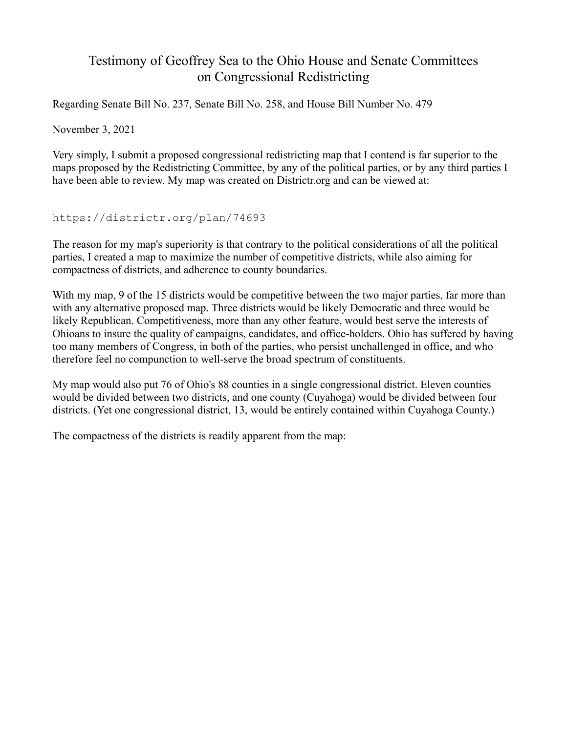# Testimony of Geoffrey Sea to the Ohio House and Senate Committees on Congressional Redistricting

Regarding Senate Bill No. 237, Senate Bill No. 258, and House Bill Number No. 479

November 3, 2021

Very simply, I submit a proposed congressional redistricting map that I contend is far superior to the maps proposed by the Redistricting Committee, by any of the political parties, or by any third parties I have been able to review. My map was created on Districtr.org and can be viewed at:

```
https://districtr.org/plan/74693
```

The reason for my map's superiority is that contrary to the political considerations of all the political parties, I created a map to maximize the number of competitive districts, while also aiming for compactness of districts, and adherence to county boundaries.

With my map, 9 of the 15 districts would be competitive between the two major parties, far more than with any alternative proposed map. Three districts would be likely Democratic and three would be likely Republican. Competitiveness, more than any other feature, would best serve the interests of Ohioans to insure the quality of campaigns, candidates, and office-holders. Ohio has suffered by having too many members of Congress, in both of the parties, who persist unchallenged in office, and who therefore feel no compunction to well-serve the broad spectrum of constituents.

My map would also put 76 of Ohio's 88 counties in a single congressional district. Eleven counties would be divided between two districts, and one county (Cuyahoga) would be divided between four districts. (Yet one congressional district, 13, would be entirely contained within Cuyahoga County.)

The compactness of the districts is readily apparent from the map: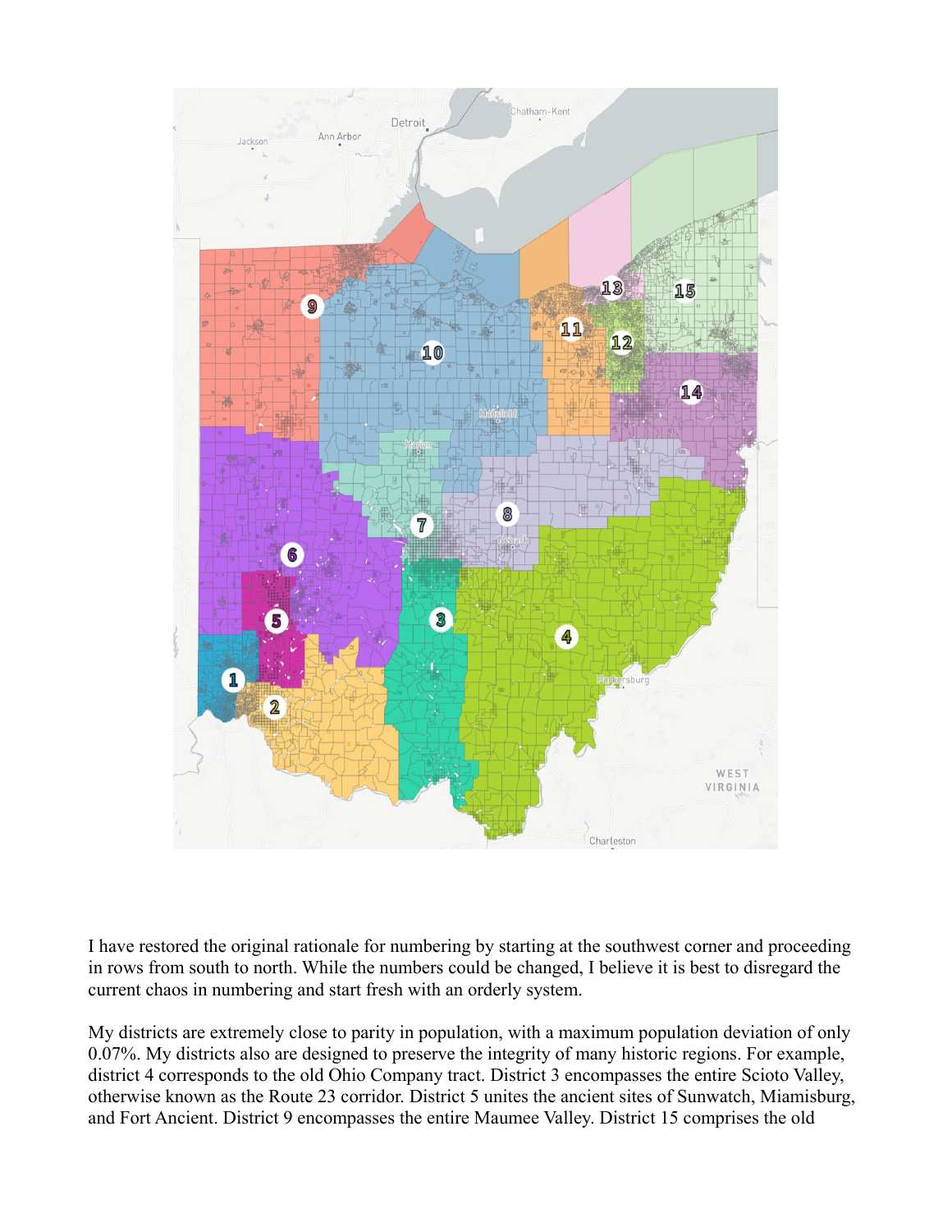I have restored the original rationale for numbering by starting at the southwest corner and proceeding in rows from south to north. While the numbers could be changed, I believe it is best to disregard the current chaos in numbering and start fresh with an orderly system.

My districts are extremely close to parity in population, with a maximum population deviation of only 0.07%. My districts also are designed to preserve the integrity of many historic regions. For example, district 4 corresponds to the old Ohio Company tract. District 3 encompasses the entire Scioto Valley, otherwise known as the Route 23 corridor. District 5 unites the ancient sites of Sunwatch, Miamisburg, and Fort Ancient. District 9 encompasses the entire Maumee Valley. District 15 comprises the old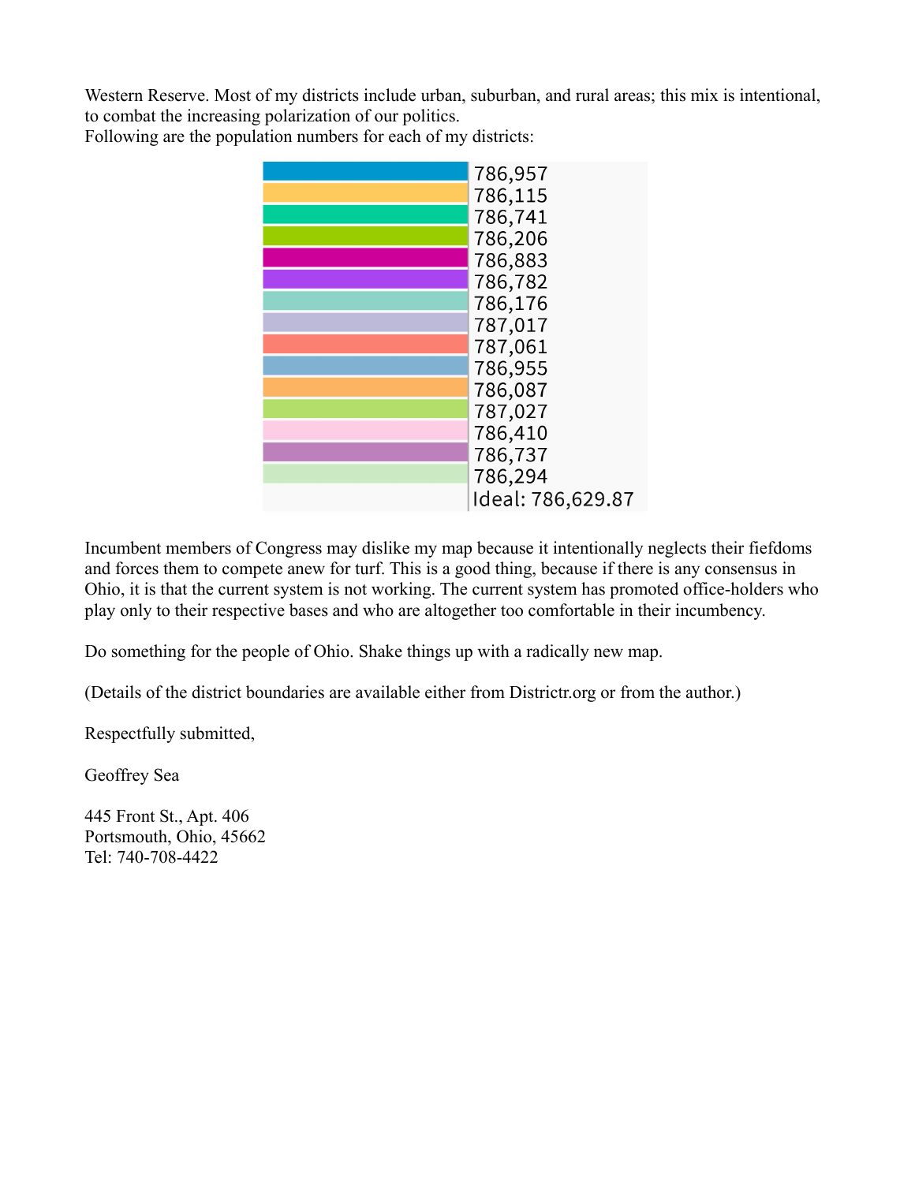Western Reserve. Most of my districts include urban, suburban, and rural areas; this mix is intentional, to combat the increasing polarization of our politics.
Following are the population numbers for each of my districts:

786,957
786,115
786,741
786,206
786,883
786,782
786,176
787,017
787,061
786,955
786,087
787,027
786,410
786,737
786,294
Ideal: 786,629.87

Incumbent members of Congress may dislike my map because it intentionally neglects their fiefdoms and forces them to compete anew for turf. This is a good thing, because if there is any consensus in Ohio, it is that the current system is not working. The current system has promoted office-holders who play only to their respective bases and who are altogether too comfortable in their incumbency.

Do something for the people of Ohio. Shake things up with a radically new map.

(Details of the district boundaries are available either from Districtr.org or from the author.)

Respectfully submitted,

Geoffrey Sea

445 Front St., Apt. 406
Portsmouth, Ohio, 45662
Tel: 740-708-4422